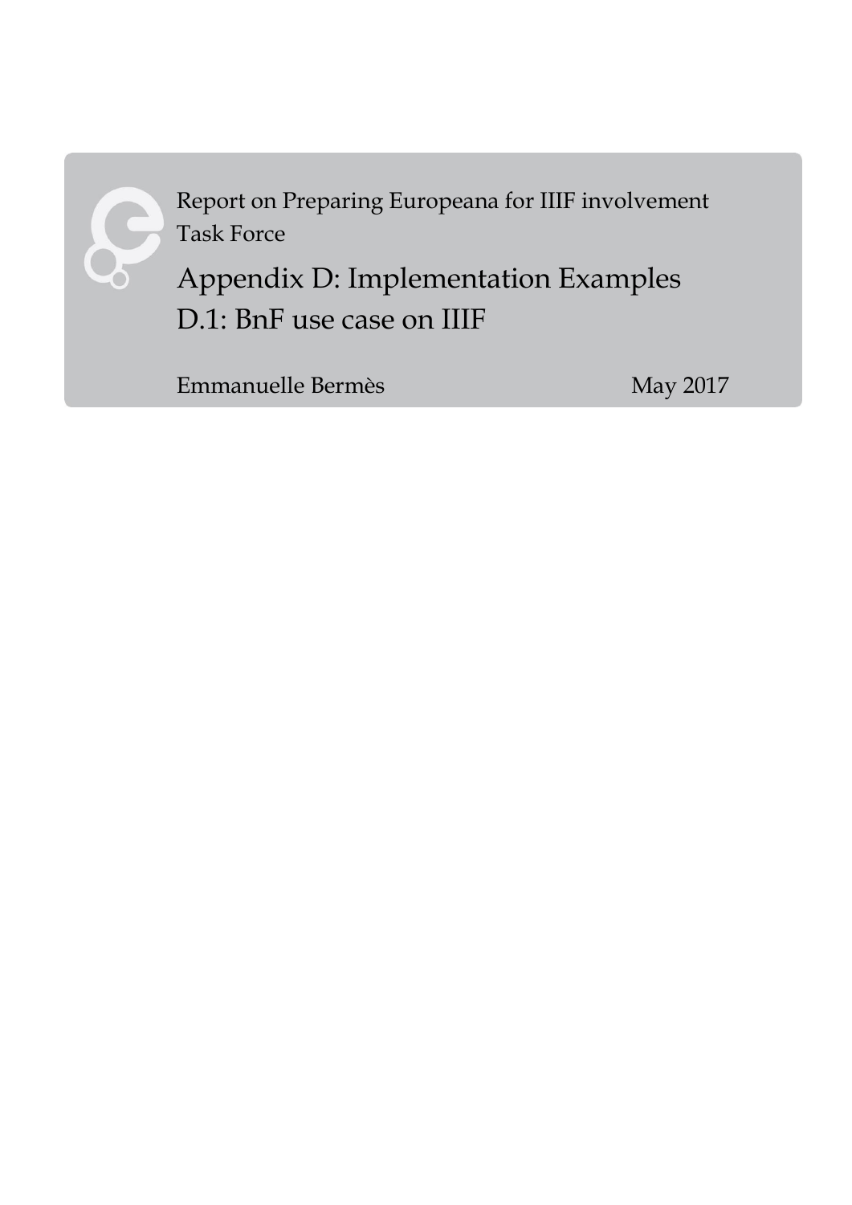Report on Preparing Europeana for IIIF involvement Task Force

# Appendix D: Implementation Examples
# D.1: BnF use case on IIIF

Emmanuelle Bermès

May 2017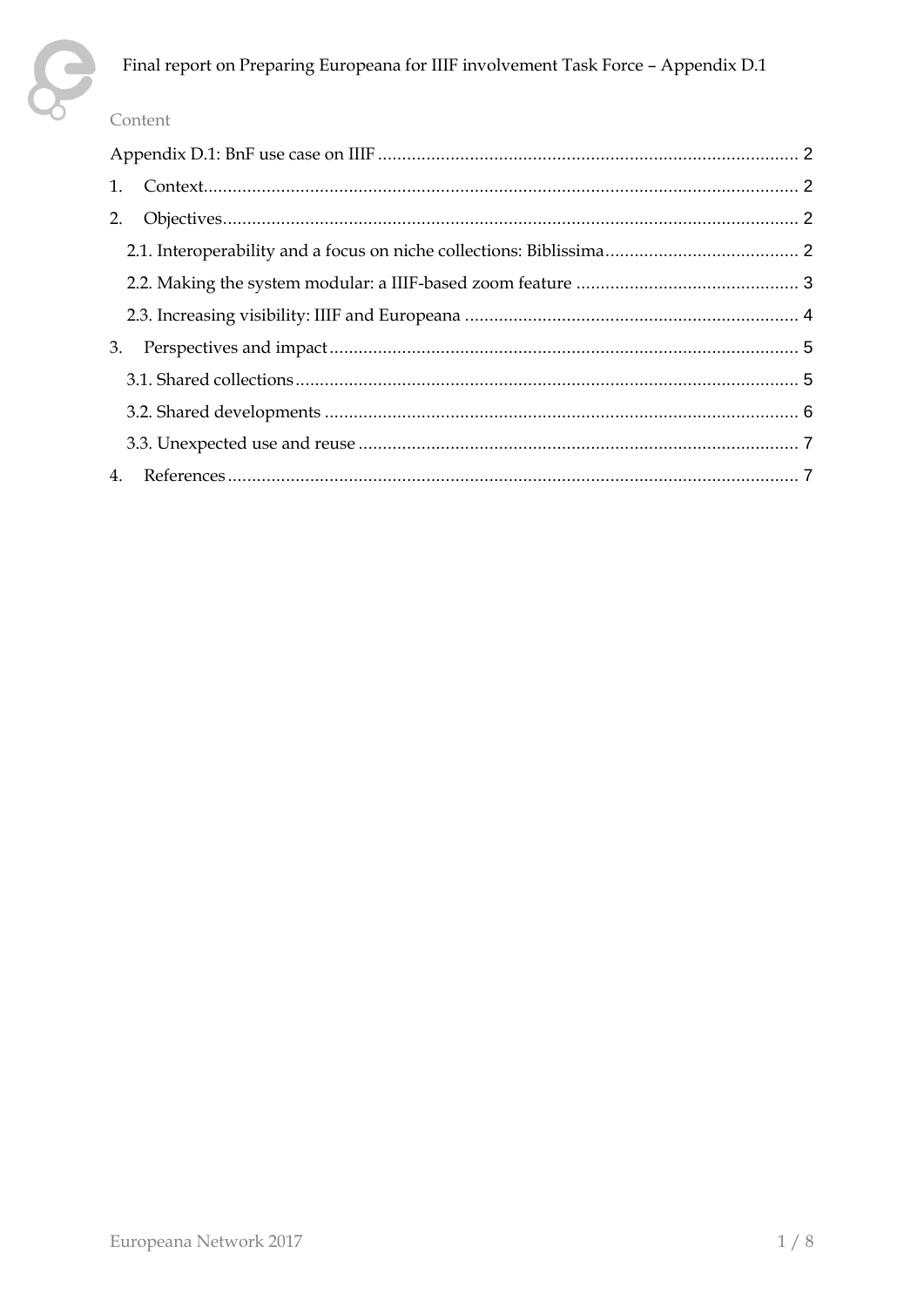Content

Appendix D.1: BnF use case on IIIF ........................................................................................ 2

1. Context........................................................................................................................... 2

2. Objectives....................................................................................................................... 2

2.1. Interoperability and a focus on niche collections: Biblissima........................................ 2

2.2. Making the system modular: a IIIF-based zoom feature .............................................. 3

2.3. Increasing visibility: IIIF and Europeana ..................................................................... 4

3. Perspectives and impact................................................................................................. 5

3.1. Shared collections........................................................................................................ 5

3.2. Shared developments .................................................................................................. 6

3.3. Unexpected use and reuse ........................................................................................... 7

4. References...................................................................................................................... 7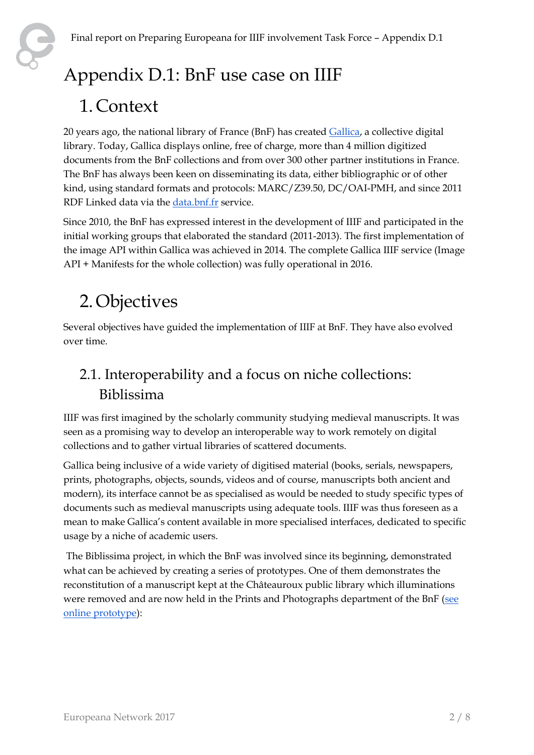# Appendix D.1: BnF use case on IIIF

## 1. Context

20 years ago, the national library of France (BnF) has created Gallica, a collective digital library. Today, Gallica displays online, free of charge, more than 4 million digitized documents from the BnF collections and from over 300 other partner institutions in France. The BnF has always been keen on disseminating its data, either bibliographic or of other kind, using standard formats and protocols: MARC/Z39.50, DC/OAI-PMH, and since 2011 RDF Linked data via the data.bnf.fr service.

Since 2010, the BnF has expressed interest in the development of IIIF and participated in the initial working groups that elaborated the standard (2011-2013). The first implementation of the image API within Gallica was achieved in 2014. The complete Gallica IIIF service (Image API + Manifests for the whole collection) was fully operational in 2016.

## 2. Objectives

Several objectives have guided the implementation of IIIF at BnF. They have also evolved over time.

### 2.1. Interoperability and a focus on niche collections: Biblissima

IIIF was first imagined by the scholarly community studying medieval manuscripts. It was seen as a promising way to develop an interoperable way to work remotely on digital collections and to gather virtual libraries of scattered documents.

Gallica being inclusive of a wide variety of digitised material (books, serials, newspapers, prints, photographs, objects, sounds, videos and of course, manuscripts both ancient and modern), its interface cannot be as specialised as would be needed to study specific types of documents such as medieval manuscripts using adequate tools. IIIF was thus foreseen as a mean to make Gallica's content available in more specialised interfaces, dedicated to specific usage by a niche of academic users.

The Biblissima project, in which the BnF was involved since its beginning, demonstrated what can be achieved by creating a series of prototypes. One of them demonstrates the reconstitution of a manuscript kept at the Châteauroux public library which illuminations were removed and are now held in the Prints and Photographs department of the BnF (see online prototype):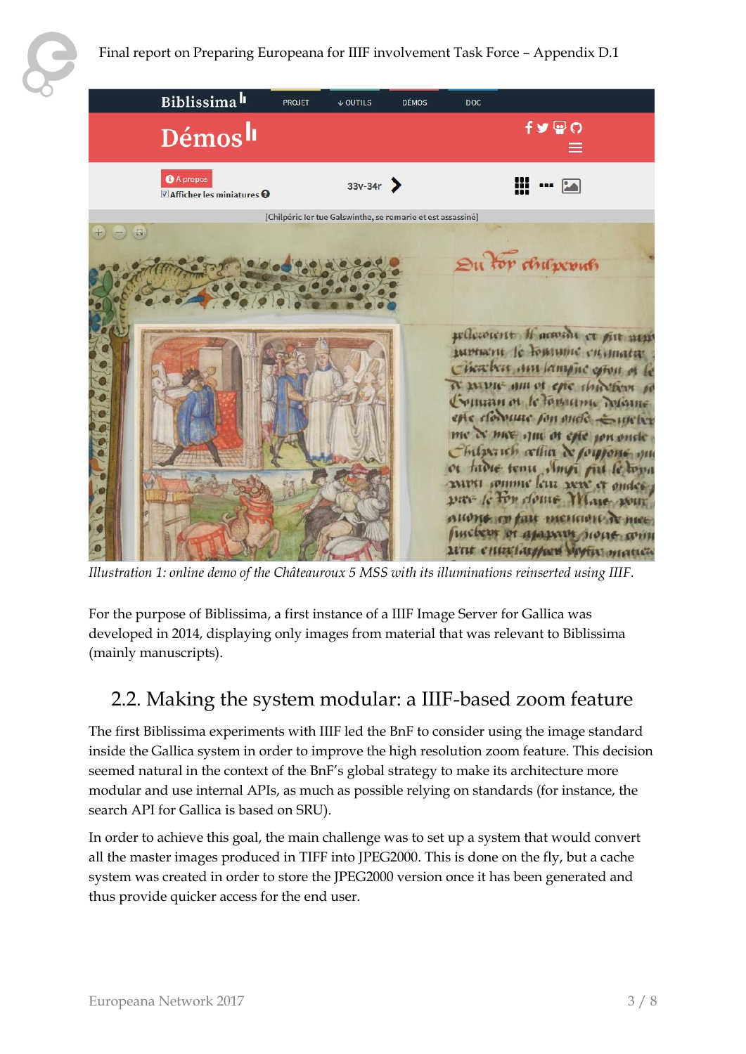*Illustration 1: online demo of the Châteauroux 5 MSS with its illuminations reinserted using IIIF.*

For the purpose of Biblissima, a first instance of a IIIF Image Server for Gallica was developed in 2014, displaying only images from material that was relevant to Biblissima (mainly manuscripts).

## 2.2. Making the system modular: a IIIF-based zoom feature

The first Biblissima experiments with IIIF led the BnF to consider using the image standard inside the Gallica system in order to improve the high resolution zoom feature. This decision seemed natural in the context of the BnF's global strategy to make its architecture more modular and use internal APIs, as much as possible relying on standards (for instance, the search API for Gallica is based on SRU).

In order to achieve this goal, the main challenge was to set up a system that would convert all the master images produced in TIFF into JPEG2000. This is done on the fly, but a cache system was created in order to store the JPEG2000 version once it has been generated and thus provide quicker access for the end user.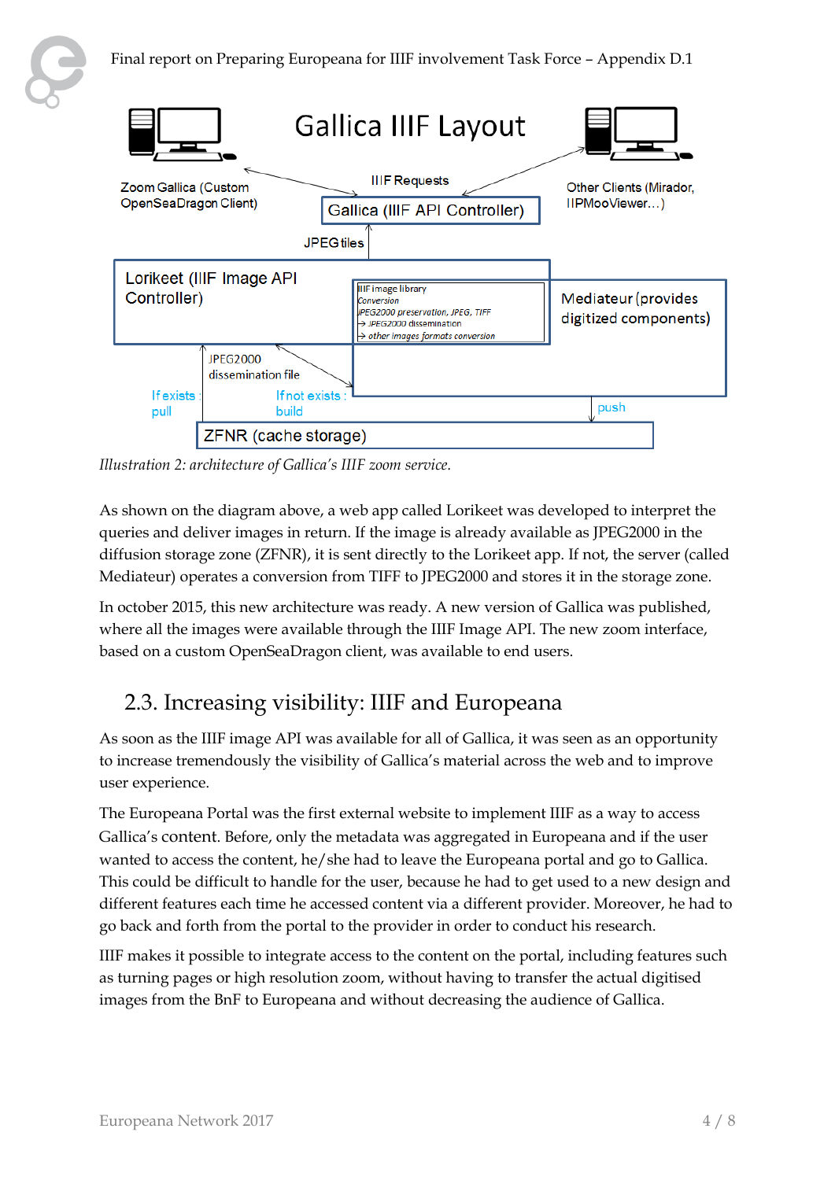Gallica IIIF Layout

Zoom Gallica (Custom OpenSeaDragon Client)

IIIF Requests

Other Clients (Mirador, IIPMooViewer…)

Gallica (IIIF API Controller)

JPEG tiles

Lorikeet (IIIF Image API Controller)

IIIF image library
Conversion
JPEG2000 preservation, JPEG, TIFF
→ JPEG2000 dissemination
→ other images formats conversion

Mediateur (provides digitized components)

JPEG2000 dissemination file

If exists : pull

If not exists : build

push

ZFNR (cache storage)

*Illustration 2: architecture of Gallica's IIIF zoom service.*

As shown on the diagram above, a web app called Lorikeet was developed to interpret the queries and deliver images in return. If the image is already available as JPEG2000 in the diffusion storage zone (ZFNR), it is sent directly to the Lorikeet app. If not, the server (called Mediateur) operates a conversion from TIFF to JPEG2000 and stores it in the storage zone.

In october 2015, this new architecture was ready. A new version of Gallica was published, where all the images were available through the IIIF Image API. The new zoom interface, based on a custom OpenSeaDragon client, was available to end users.

## 2.3. Increasing visibility: IIIF and Europeana

As soon as the IIIF image API was available for all of Gallica, it was seen as an opportunity to increase tremendously the visibility of Gallica's material across the web and to improve user experience.

The Europeana Portal was the first external website to implement IIIF as a way to access Gallica's content. Before, only the metadata was aggregated in Europeana and if the user wanted to access the content, he/she had to leave the Europeana portal and go to Gallica. This could be difficult to handle for the user, because he had to get used to a new design and different features each time he accessed content via a different provider. Moreover, he had to go back and forth from the portal to the provider in order to conduct his research.

IIIF makes it possible to integrate access to the content on the portal, including features such as turning pages or high resolution zoom, without having to transfer the actual digitised images from the BnF to Europeana and without decreasing the audience of Gallica.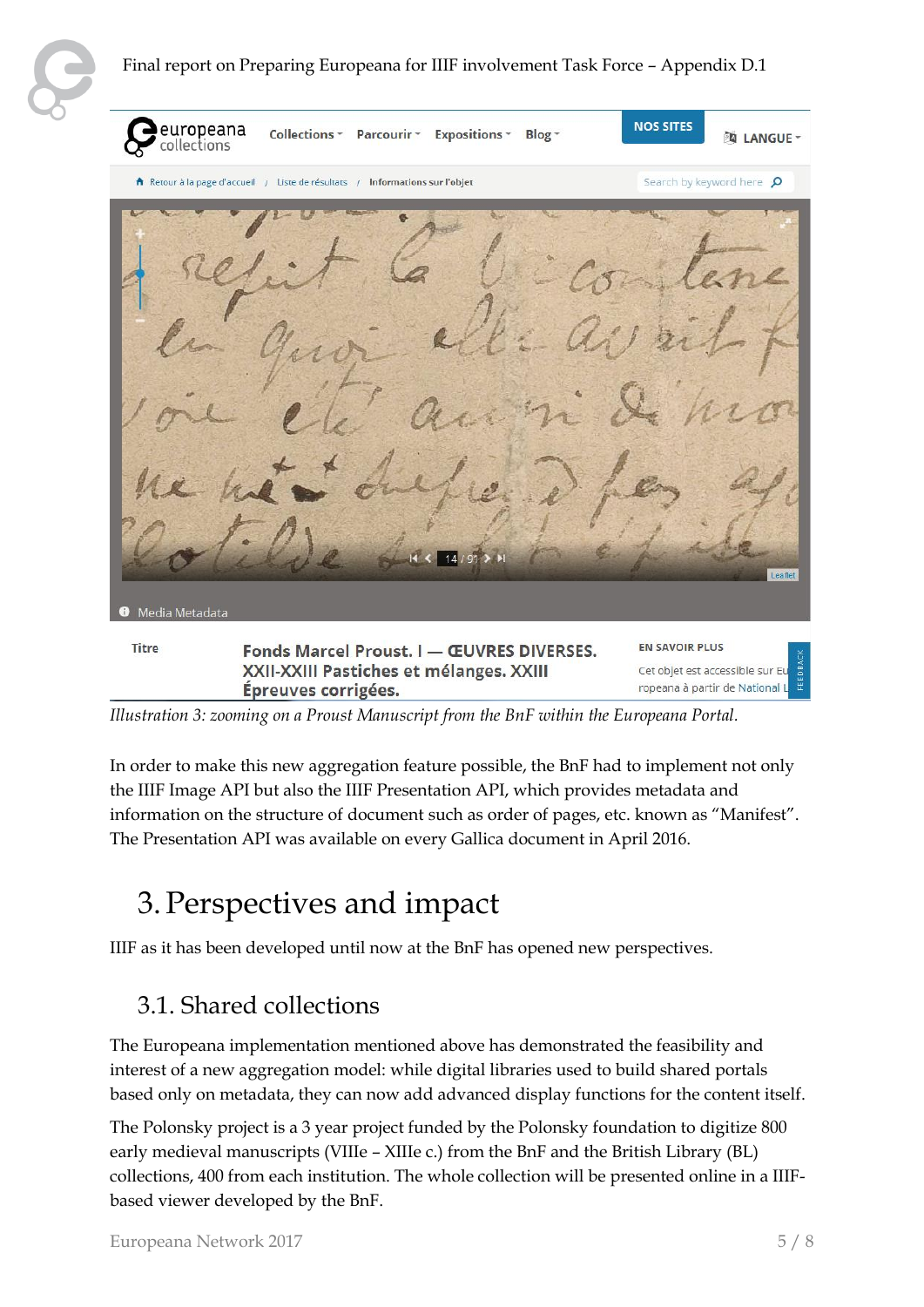*Illustration 3: zooming on a Proust Manuscript from the BnF within the Europeana Portal.*

In order to make this new aggregation feature possible, the BnF had to implement not only the IIIF Image API but also the IIIF Presentation API, which provides metadata and information on the structure of document such as order of pages, etc. known as "Manifest". The Presentation API was available on every Gallica document in April 2016.

# 3. Perspectives and impact

IIIF as it has been developed until now at the BnF has opened new perspectives.

## 3.1. Shared collections

The Europeana implementation mentioned above has demonstrated the feasibility and interest of a new aggregation model: while digital libraries used to build shared portals based only on metadata, they can now add advanced display functions for the content itself.

The Polonsky project is a 3 year project funded by the Polonsky foundation to digitize 800 early medieval manuscripts (VIIIe – XIIIe c.) from the BnF and the British Library (BL) collections, 400 from each institution. The whole collection will be presented online in a IIIF-based viewer developed by the BnF.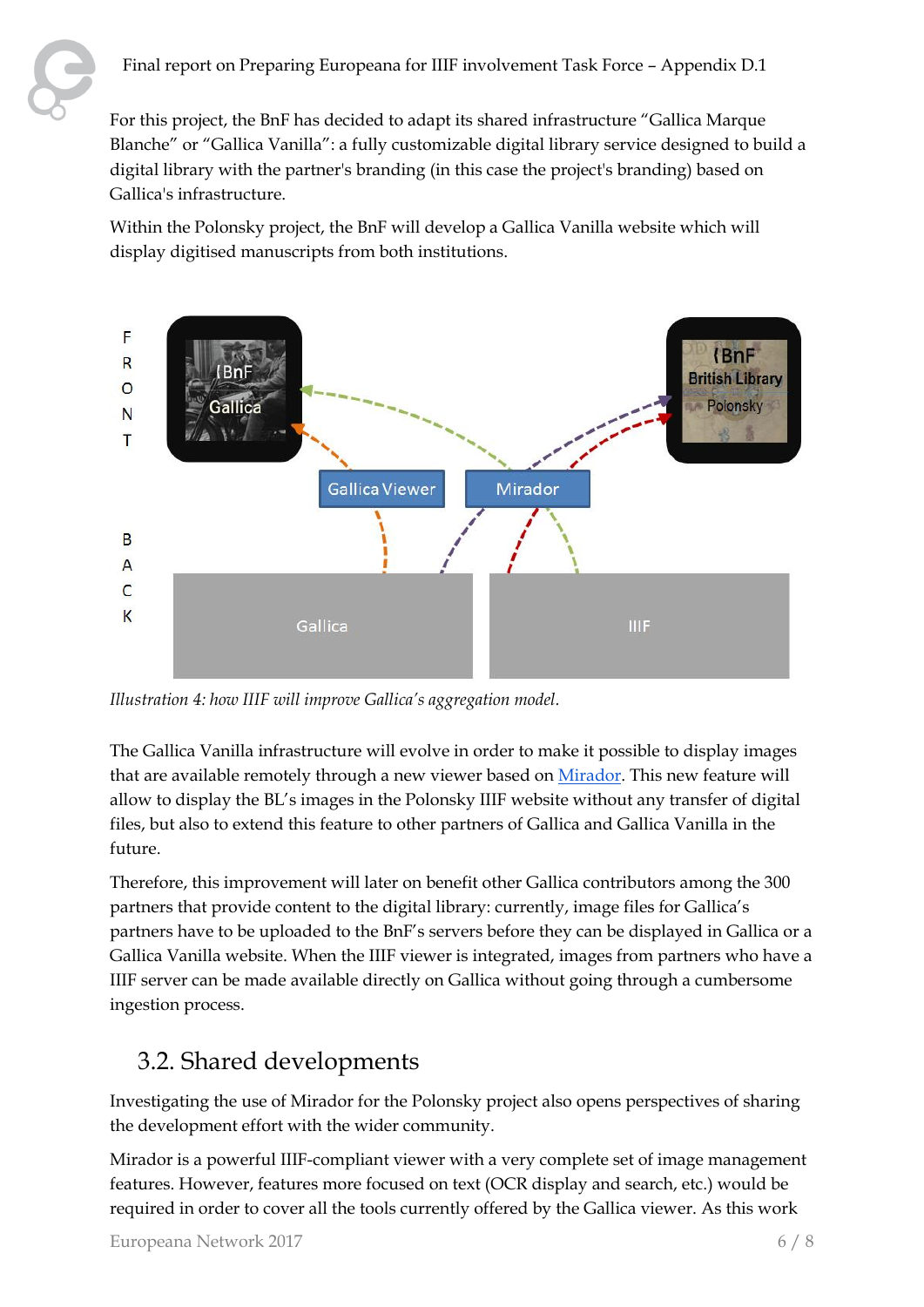For this project, the BnF has decided to adapt its shared infrastructure "Gallica Marque Blanche" or "Gallica Vanilla": a fully customizable digital library service designed to build a digital library with the partner's branding (in this case the project's branding) based on Gallica's infrastructure.

Within the Polonsky project, the BnF will develop a Gallica Vanilla website which will display digitised manuscripts from both institutions.

*Illustration 4: how IIIF will improve Gallica's aggregation model.*

The Gallica Vanilla infrastructure will evolve in order to make it possible to display images that are available remotely through a new viewer based on [Mirador](). This new feature will allow to display the BL's images in the Polonsky IIIF website without any transfer of digital files, but also to extend this feature to other partners of Gallica and Gallica Vanilla in the future.

Therefore, this improvement will later on benefit other Gallica contributors among the 300 partners that provide content to the digital library: currently, image files for Gallica's partners have to be uploaded to the BnF's servers before they can be displayed in Gallica or a Gallica Vanilla website. When the IIIF viewer is integrated, images from partners who have a IIIF server can be made available directly on Gallica without going through a cumbersome ingestion process.

## 3.2. Shared developments

Investigating the use of Mirador for the Polonsky project also opens perspectives of sharing the development effort with the wider community.

Mirador is a powerful IIIF-compliant viewer with a very complete set of image management features. However, features more focused on text (OCR display and search, etc.) would be required in order to cover all the tools currently offered by the Gallica viewer. As this work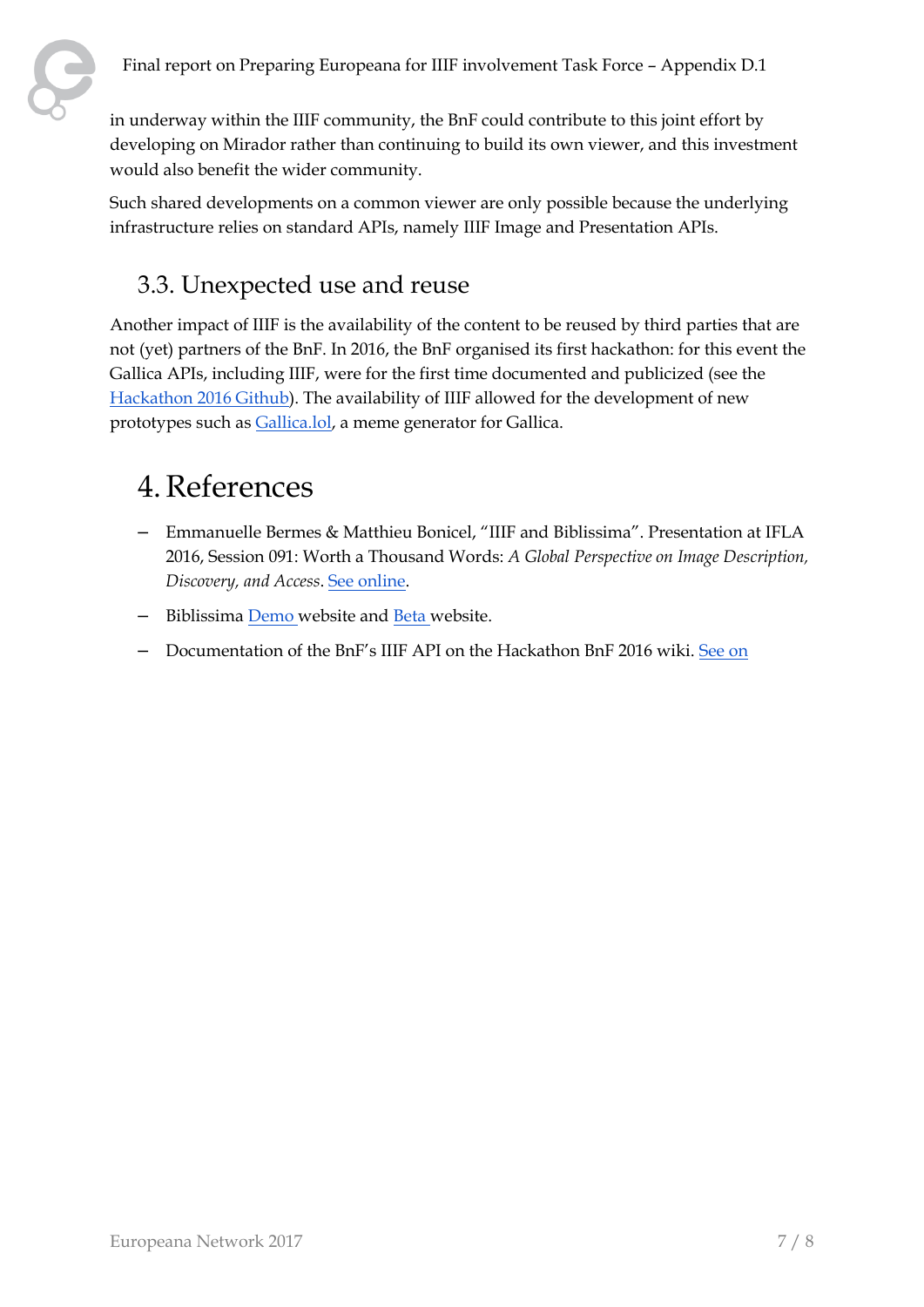in underway within the IIIF community, the BnF could contribute to this joint effort by developing on Mirador rather than continuing to build its own viewer, and this investment would also benefit the wider community.

Such shared developments on a common viewer are only possible because the underlying infrastructure relies on standard APIs, namely IIIF Image and Presentation APIs.

## 3.3. Unexpected use and reuse

Another impact of IIIF is the availability of the content to be reused by third parties that are not (yet) partners of the BnF. In 2016, the BnF organised its first hackathon: for this event the Gallica APIs, including IIIF, were for the first time documented and publicized (see the Hackathon 2016 Github). The availability of IIIF allowed for the development of new prototypes such as Gallica.lol, a meme generator for Gallica.

# 4. References

- Emmanuelle Bermes & Matthieu Bonicel, "IIIF and Biblissima". Presentation at IFLA 2016, Session 091: Worth a Thousand Words: *A Global Perspective on Image Description, Discovery, and Access*. See online.
- Biblissima Demo website and Beta website.
- Documentation of the BnF's IIIF API on the Hackathon BnF 2016 wiki. See on